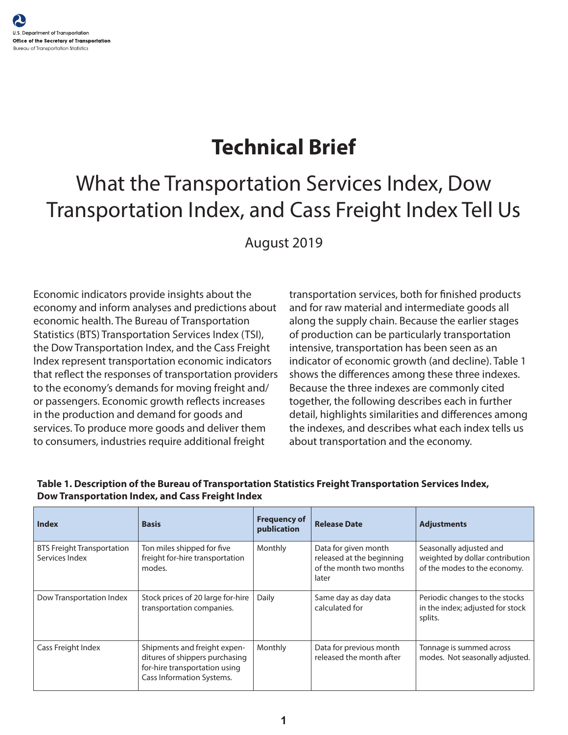U.S. Department of Transportation
Office of the Secretary of Transportation
Bureau of Transportation Statistics

# Technical Brief

## What the Transportation Services Index, Dow Transportation Index, and Cass Freight Index Tell Us

August 2019

Economic indicators provide insights about the economy and inform analyses and predictions about economic health. The Bureau of Transportation Statistics (BTS) Transportation Services Index (TSI), the Dow Transportation Index, and the Cass Freight Index represent transportation economic indicators that reflect the responses of transportation providers to the economy's demands for moving freight and/or passengers. Economic growth reflects increases in the production and demand for goods and services. To produce more goods and deliver them to consumers, industries require additional freight transportation services, both for finished products and for raw material and intermediate goods all along the supply chain. Because the earlier stages of production can be particularly transportation intensive, transportation has been seen as an indicator of economic growth (and decline). Table 1 shows the differences among these three indexes. Because the three indexes are commonly cited together, the following describes each in further detail, highlights similarities and differences among the indexes, and describes what each index tells us about transportation and the economy.

**Table 1. Description of the Bureau of Transportation Statistics Freight Transportation Services Index, Dow Transportation Index, and Cass Freight Index**

| Index | Basis | Frequency of publication | Release Date | Adjustments |
|---|---|---|---|---|
| BTS Freight Transportation Services Index | Ton miles shipped for five freight for-hire transportation modes. | Monthly | Data for given month released at the beginning of the month two months later | Seasonally adjusted and weighted by dollar contribution of the modes to the economy. |
| Dow Transportation Index | Stock prices of 20 large for-hire transportation companies. | Daily | Same day as day data calculated for | Periodic changes to the stocks in the index; adjusted for stock splits. |
| Cass Freight Index | Shipments and freight expenditures of shippers purchasing for-hire transportation using Cass Information Systems. | Monthly | Data for previous month released the month after | Tonnage is summed across modes. Not seasonally adjusted. |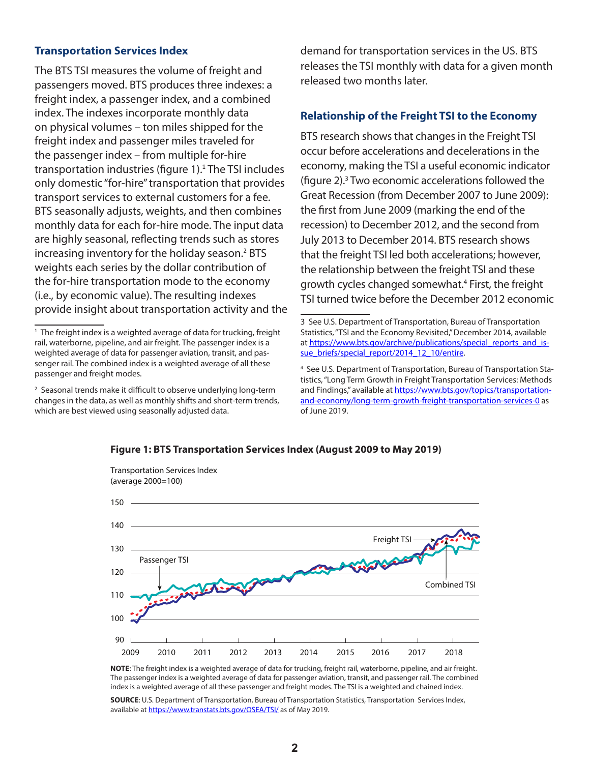## Transportation Services Index

The BTS TSI measures the volume of freight and passengers moved. BTS produces three indexes: a freight index, a passenger index, and a combined index. The indexes incorporate monthly data on physical volumes – ton miles shipped for the freight index and passenger miles traveled for the passenger index – from multiple for-hire transportation industries (figure 1).[1] The TSI includes only domestic "for-hire" transportation that provides transport services to external customers for a fee. BTS seasonally adjusts, weights, and then combines monthly data for each for-hire mode. The input data are highly seasonal, reflecting trends such as stores increasing inventory for the holiday season.[2] BTS weights each series by the dollar contribution of the for-hire transportation mode to the economy (i.e., by economic value). The resulting indexes provide insight about transportation activity and the demand for transportation services in the US. BTS releases the TSI monthly with data for a given month released two months later.

## Relationship of the Freight TSI to the Economy

BTS research shows that changes in the Freight TSI occur before accelerations and decelerations in the economy, making the TSI a useful economic indicator (figure 2).[3] Two economic accelerations followed the Great Recession (from December 2007 to June 2009): the first from June 2009 (marking the end of the recession) to December 2012, and the second from July 2013 to December 2014. BTS research shows that the freight TSI led both accelerations; however, the relationship between the freight TSI and these growth cycles changed somewhat.[4] First, the freight TSI turned twice before the December 2012 economic

[1] The freight index is a weighted average of data for trucking, freight rail, waterborne, pipeline, and air freight. The passenger index is a weighted average of data for passenger aviation, transit, and passenger rail. The combined index is a weighted average of all these passenger and freight modes.

[2] Seasonal trends make it difficult to observe underlying long-term changes in the data, as well as monthly shifts and short-term trends, which are best viewed using seasonally adjusted data.

[3] See U.S. Department of Transportation, Bureau of Transportation Statistics, "TSI and the Economy Revisited," December 2014, available at https://www.bts.gov/archive/publications/special_reports_and_issue_briefs/special_report/2014_12_10/entire.

[4] See U.S. Department of Transportation, Bureau of Transportation Statistics, "Long Term Growth in Freight Transportation Services: Methods and Findings," available at https://www.bts.gov/topics/transportation-and-economy/long-term-growth-freight-transportation-services-0 as of June 2019.

**Figure 1: BTS Transportation Services Index (August 2009 to May 2019)**

**NOTE**: The freight index is a weighted average of data for trucking, freight rail, waterborne, pipeline, and air freight. The passenger index is a weighted average of data for passenger aviation, transit, and passenger rail. The combined index is a weighted average of all these passenger and freight modes. The TSI is a weighted and chained index.

**SOURCE**: U.S. Department of Transportation, Bureau of Transportation Statistics, Transportation Services Index, available at https://www.transtats.bts.gov/OSEA/TSI/ as of May 2019.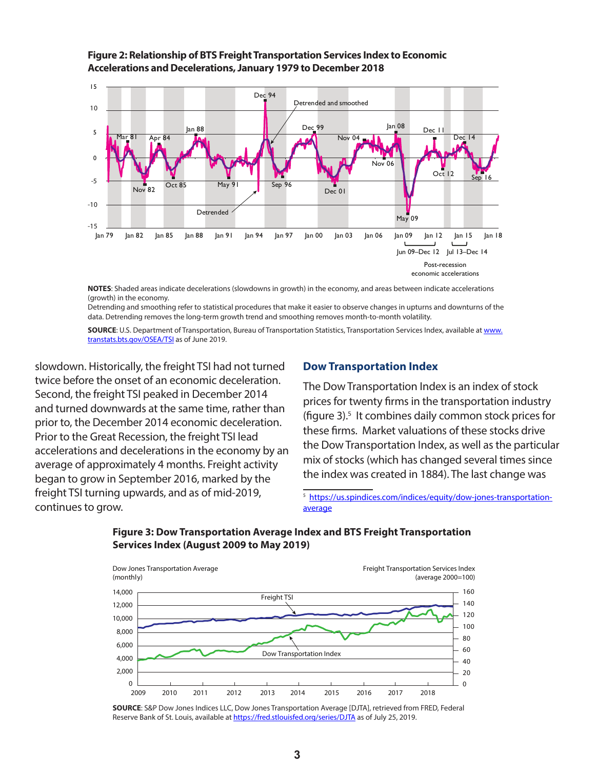**Figure 2: Relationship of BTS Freight Transportation Services Index to Economic Accelerations and Decelerations, January 1979 to December 2018**

**NOTES**: Shaded areas indicate decelerations (slowdowns in growth) in the economy, and areas between indicate accelerations (growth) in the economy.

Detrending and smoothing refer to statistical procedures that make it easier to observe changes in upturns and downturns of the data. Detrending removes the long-term growth trend and smoothing removes month-to-month volatility.

**SOURCE**: U.S. Department of Transportation, Bureau of Transportation Statistics, Transportation Services Index, available at www.transtats.bts.gov/OSEA/TSI as of June 2019.

slowdown. Historically, the freight TSI had not turned twice before the onset of an economic deceleration. Second, the freight TSI peaked in December 2014 and turned downwards at the same time, rather than prior to, the December 2014 economic deceleration. Prior to the Great Recession, the freight TSI lead accelerations and decelerations in the economy by an average of approximately 4 months. Freight activity began to grow in September 2016, marked by the freight TSI turning upwards, and as of mid-2019, continues to grow.

## Dow Transportation Index

The Dow Transportation Index is an index of stock prices for twenty firms in the transportation industry (figure 3).[5] It combines daily common stock prices for these firms. Market valuations of these stocks drive the Dow Transportation Index, as well as the particular mix of stocks (which has changed several times since the index was created in 1884). The last change was

[5] https://us.spindices.com/indices/equity/dow-jones-transportation-average

**Figure 3: Dow Transportation Average Index and BTS Freight Transportation Services Index (August 2009 to May 2019)**

**SOURCE**: S&P Dow Jones Indices LLC, Dow Jones Transportation Average [DJTA], retrieved from FRED, Federal Reserve Bank of St. Louis, available at https://fred.stlouisfed.org/series/DJTA as of July 25, 2019.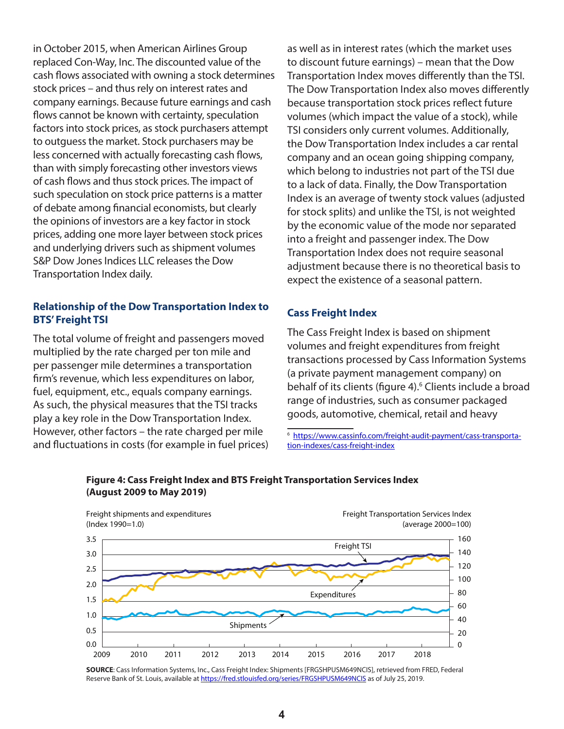in October 2015, when American Airlines Group replaced Con-Way, Inc. The discounted value of the cash flows associated with owning a stock determines stock prices – and thus rely on interest rates and company earnings. Because future earnings and cash flows cannot be known with certainty, speculation factors into stock prices, as stock purchasers attempt to outguess the market. Stock purchasers may be less concerned with actually forecasting cash flows, than with simply forecasting other investors views of cash flows and thus stock prices. The impact of such speculation on stock price patterns is a matter of debate among financial economists, but clearly the opinions of investors are a key factor in stock prices, adding one more layer between stock prices and underlying drivers such as shipment volumes S&P Dow Jones Indices LLC releases the Dow Transportation Index daily.

## Relationship of the Dow Transportation Index to BTS' Freight TSI

The total volume of freight and passengers moved multiplied by the rate charged per ton mile and per passenger mile determines a transportation firm's revenue, which less expenditures on labor, fuel, equipment, etc., equals company earnings. As such, the physical measures that the TSI tracks play a key role in the Dow Transportation Index. However, other factors – the rate charged per mile and fluctuations in costs (for example in fuel prices) as well as in interest rates (which the market uses to discount future earnings) – mean that the Dow Transportation Index moves differently than the TSI. The Dow Transportation Index also moves differently because transportation stock prices reflect future volumes (which impact the value of a stock), while TSI considers only current volumes. Additionally, the Dow Transportation Index includes a car rental company and an ocean going shipping company, which belong to industries not part of the TSI due to a lack of data. Finally, the Dow Transportation Index is an average of twenty stock values (adjusted for stock splits) and unlike the TSI, is not weighted by the economic value of the mode nor separated into a freight and passenger index. The Dow Transportation Index does not require seasonal adjustment because there is no theoretical basis to expect the existence of a seasonal pattern.

## Cass Freight Index

The Cass Freight Index is based on shipment volumes and freight expenditures from freight transactions processed by Cass Information Systems (a private payment management company) on behalf of its clients (figure 4).[6] Clients include a broad range of industries, such as consumer packaged goods, automotive, chemical, retail and heavy

[6] https://www.cassinfo.com/freight-audit-payment/cass-transportation-indexes/cass-freight-index

**Figure 4: Cass Freight Index and BTS Freight Transportation Services Index (August 2009 to May 2019)**

SOURCE: Cass Information Systems, Inc., Cass Freight Index: Shipments [FRGSHPUSM649NCIS], retrieved from FRED, Federal Reserve Bank of St. Louis, available at https://fred.stlouisfed.org/series/FRGSHPUSM649NCIS as of July 25, 2019.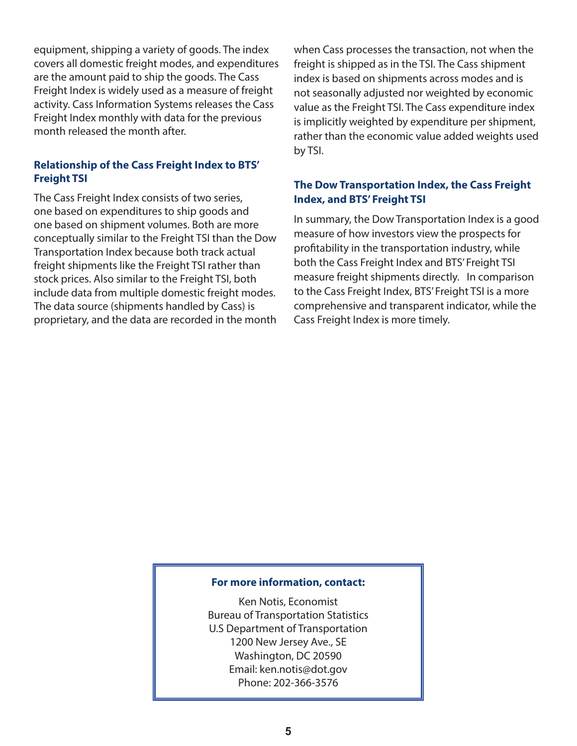equipment, shipping a variety of goods. The index covers all domestic freight modes, and expenditures are the amount paid to ship the goods. The Cass Freight Index is widely used as a measure of freight activity. Cass Information Systems releases the Cass Freight Index monthly with data for the previous month released the month after.

### Relationship of the Cass Freight Index to BTS' Freight TSI

The Cass Freight Index consists of two series, one based on expenditures to ship goods and one based on shipment volumes. Both are more conceptually similar to the Freight TSI than the Dow Transportation Index because both track actual freight shipments like the Freight TSI rather than stock prices. Also similar to the Freight TSI, both include data from multiple domestic freight modes. The data source (shipments handled by Cass) is proprietary, and the data are recorded in the month when Cass processes the transaction, not when the freight is shipped as in the TSI. The Cass shipment index is based on shipments across modes and is not seasonally adjusted nor weighted by economic value as the Freight TSI. The Cass expenditure index is implicitly weighted by expenditure per shipment, rather than the economic value added weights used by TSI.

### The Dow Transportation Index, the Cass Freight Index, and BTS' Freight TSI

In summary, the Dow Transportation Index is a good measure of how investors view the prospects for profitability in the transportation industry, while both the Cass Freight Index and BTS' Freight TSI measure freight shipments directly. In comparison to the Cass Freight Index, BTS' Freight TSI is a more comprehensive and transparent indicator, while the Cass Freight Index is more timely.

**For more information, contact:**

Ken Notis, Economist
Bureau of Transportation Statistics
U.S Department of Transportation
1200 New Jersey Ave., SE
Washington, DC 20590
Email: ken.notis@dot.gov
Phone: 202-366-3576